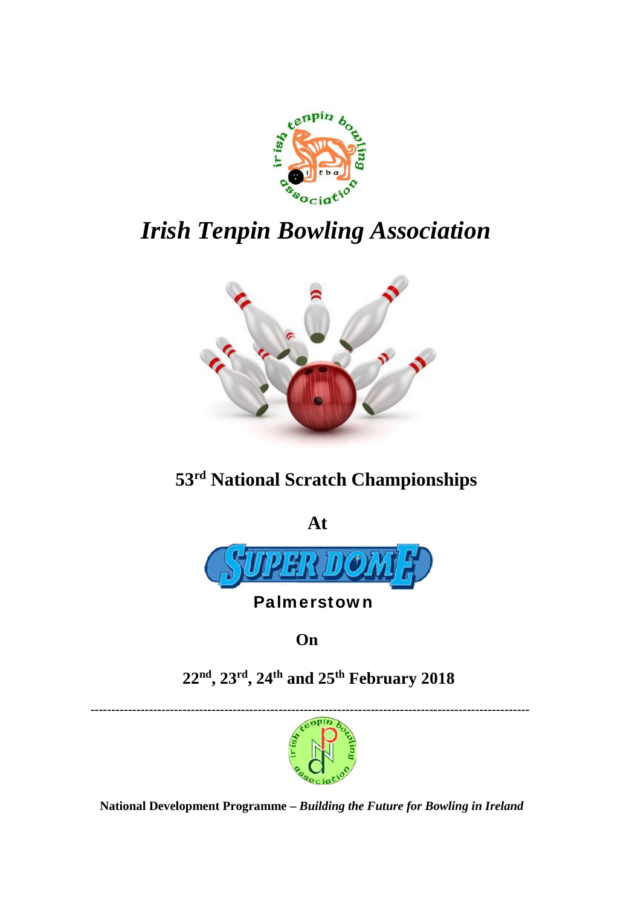# *Irish Tenpin Bowling Association*

## 53rd National Scratch Championships

**At**

SUPER DOME

**Palmerstown**

**On**

**22nd, 23rd, 24th and 25th February 2018**

---

**National Development Programme –** ***Building the Future for Bowling in Ireland***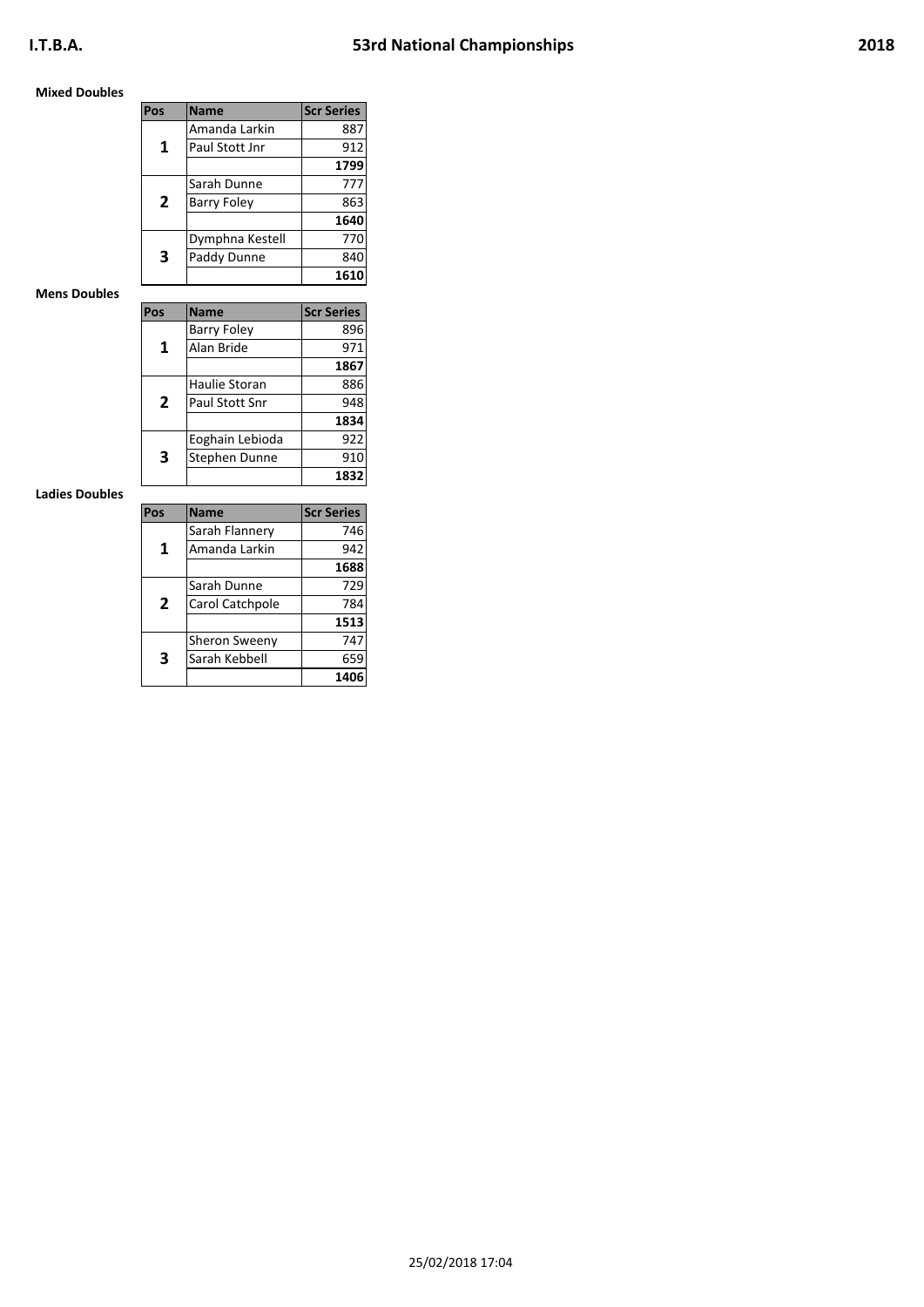**Mixed Doubles**

| Pos | Name | Scr Series |
|---|---|---|
| 1 | Amanda Larkin | 887 |
| | Paul Stott Jnr | 912 |
| | | **1799** |
| 2 | Sarah Dunne | 777 |
| | Barry Foley | 863 |
| | | **1640** |
| 3 | Dymphna Kestell | 770 |
| | Paddy Dunne | 840 |
| | | **1610** |

**Mens Doubles**

| Pos | Name | Scr Series |
|---|---|---|
| 1 | Barry Foley | 896 |
| | Alan Bride | 971 |
| | | **1867** |
| 2 | Haulie Storan | 886 |
| | Paul Stott Snr | 948 |
| | | **1834** |
| 3 | Eoghain Lebioda | 922 |
| | Stephen Dunne | 910 |
| | | **1832** |

**Ladies Doubles**

| Pos | Name | Scr Series |
|---|---|---|
| 1 | Sarah Flannery | 746 |
| | Amanda Larkin | 942 |
| | | **1688** |
| 2 | Sarah Dunne | 729 |
| | Carol Catchpole | 784 |
| | | **1513** |
| 3 | Sheron Sweeny | 747 |
| | Sarah Kebbell | 659 |
| | | **1406** |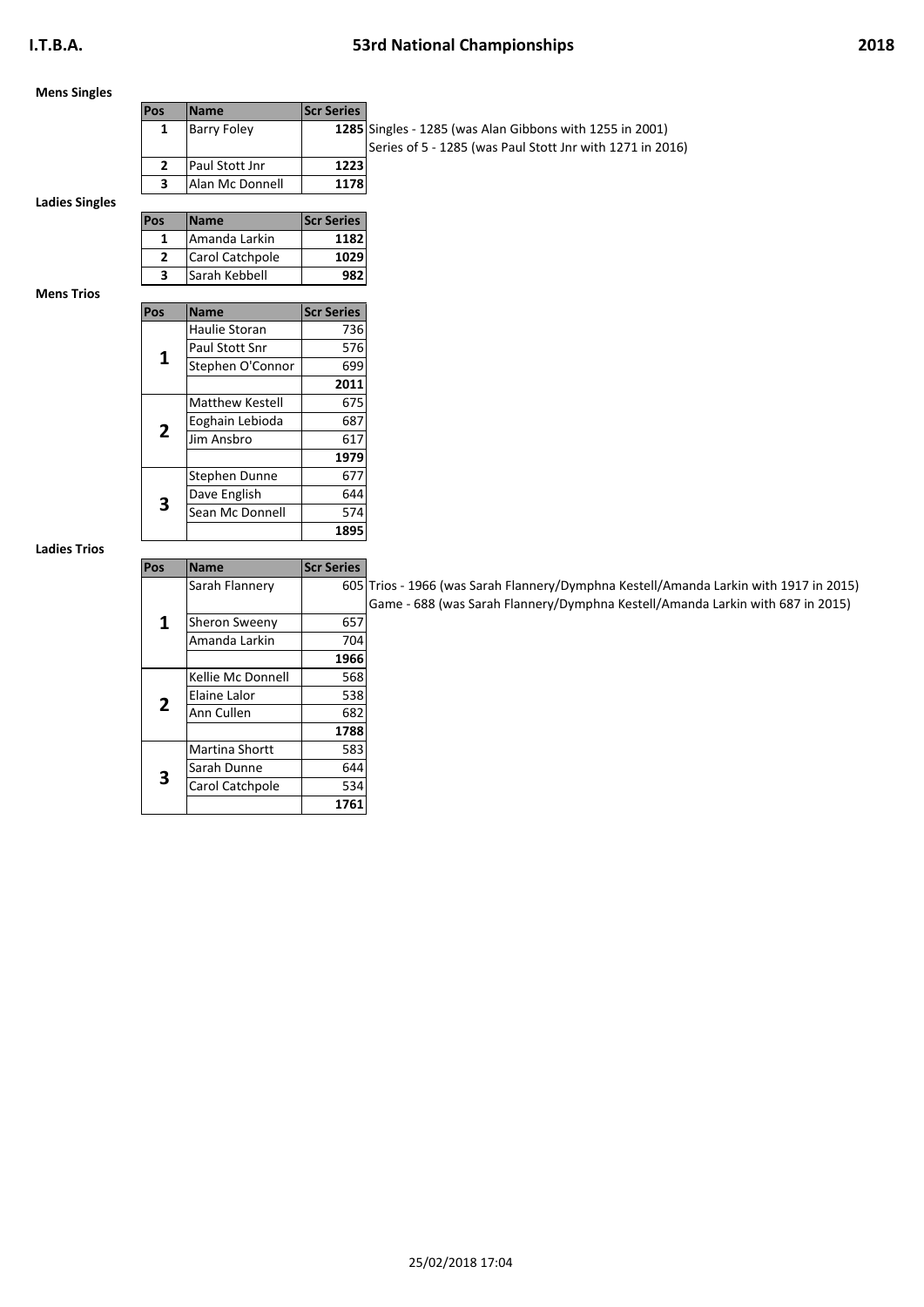# I.T.B.A. 53rd National Championships 2018

## Mens Singles

| Pos | Name | Scr Series |
|---|---|---|
| 1 | Barry Foley | **1285** |
| 2 | Paul Stott Jnr | **1223** |
| 3 | Alan Mc Donnell | **1178** |

Singles - 1285 (was Alan Gibbons with 1255 in 2001)
Series of 5 - 1285 (was Paul Stott Jnr with 1271 in 2016)

## Ladies Singles

| Pos | Name | Scr Series |
|---|---|---|
| 1 | Amanda Larkin | **1182** |
| 2 | Carol Catchpole | **1029** |
| 3 | Sarah Kebbell | **982** |

## Mens Trios

| Pos | Name | Scr Series |
|---|---|---|
| 1 | Haulie Storan | 736 |
| | Paul Stott Snr | 576 |
| | Stephen O'Connor | 699 |
| | | **2011** |
| 2 | Matthew Kestell | 675 |
| | Eoghain Lebioda | 687 |
| | Jim Ansbro | 617 |
| | | **1979** |
| 3 | Stephen Dunne | 677 |
| | Dave English | 644 |
| | Sean Mc Donnell | 574 |
| | | **1895** |

## Ladies Trios

| Pos | Name | Scr Series |
|---|---|---|
| 1 | Sarah Flannery | 605 |
| | Sheron Sweeny | 657 |
| | Amanda Larkin | 704 |
| | | **1966** |
| 2 | Kellie Mc Donnell | 568 |
| | Elaine Lalor | 538 |
| | Ann Cullen | 682 |
| | | **1788** |
| 3 | Martina Shortt | 583 |
| | Sarah Dunne | 644 |
| | Carol Catchpole | 534 |
| | | **1761** |

Trios - 1966 (was Sarah Flannery/Dymphna Kestell/Amanda Larkin with 1917 in 2015)
Game - 688 (was Sarah Flannery/Dymphna Kestell/Amanda Larkin with 687 in 2015)

25/02/2018 17:04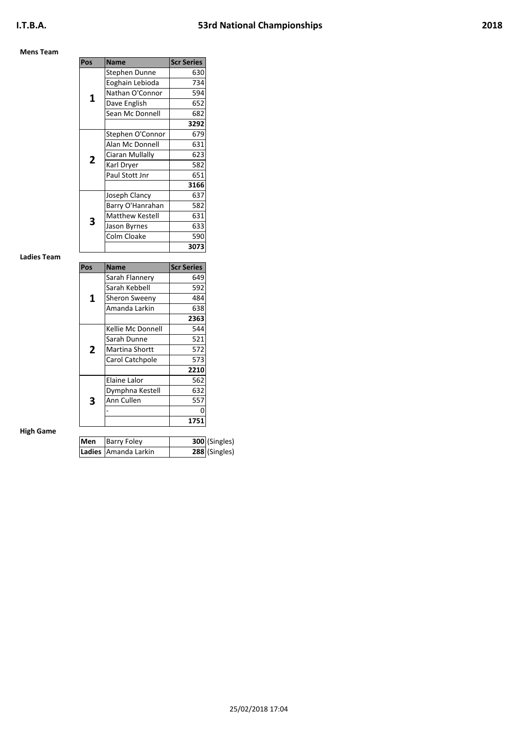# I.T.B.A. 53rd National Championships 2018

**Mens Team**

| Pos | Name | Scr Series |
|---|---|---|
| 1 | Stephen Dunne | 630 |
| | Eoghain Lebioda | 734 |
| | Nathan O'Connor | 594 |
| | Dave English | 652 |
| | Sean Mc Donnell | 682 |
| | | **3292** |
| 2 | Stephen O'Connor | 679 |
| | Alan Mc Donnell | 631 |
| | Ciaran Mullally | 623 |
| | Karl Dryer | 582 |
| | Paul Stott Jnr | 651 |
| | | **3166** |
| 3 | Joseph Clancy | 637 |
| | Barry O'Hanrahan | 582 |
| | Matthew Kestell | 631 |
| | Jason Byrnes | 633 |
| | Colm Cloake | 590 |
| | | **3073** |

**Ladies Team**

| Pos | Name | Scr Series |
|---|---|---|
| 1 | Sarah Flannery | 649 |
| | Sarah Kebbell | 592 |
| | Sheron Sweeny | 484 |
| | Amanda Larkin | 638 |
| | | **2363** |
| 2 | Kellie Mc Donnell | 544 |
| | Sarah Dunne | 521 |
| | Martina Shortt | 572 |
| | Carol Catchpole | 573 |
| | | **2210** |
| 3 | Elaine Lalor | 562 |
| | Dymphna Kestell | 632 |
| | Ann Cullen | 557 |
| | - | 0 |
| | | **1751** |

**High Game**

| | | | |
|---|---|---|---|
| **Men** | Barry Foley | **300** | (Singles) |
| **Ladies** | Amanda Larkin | **288** | (Singles) |

25/02/2018 17:04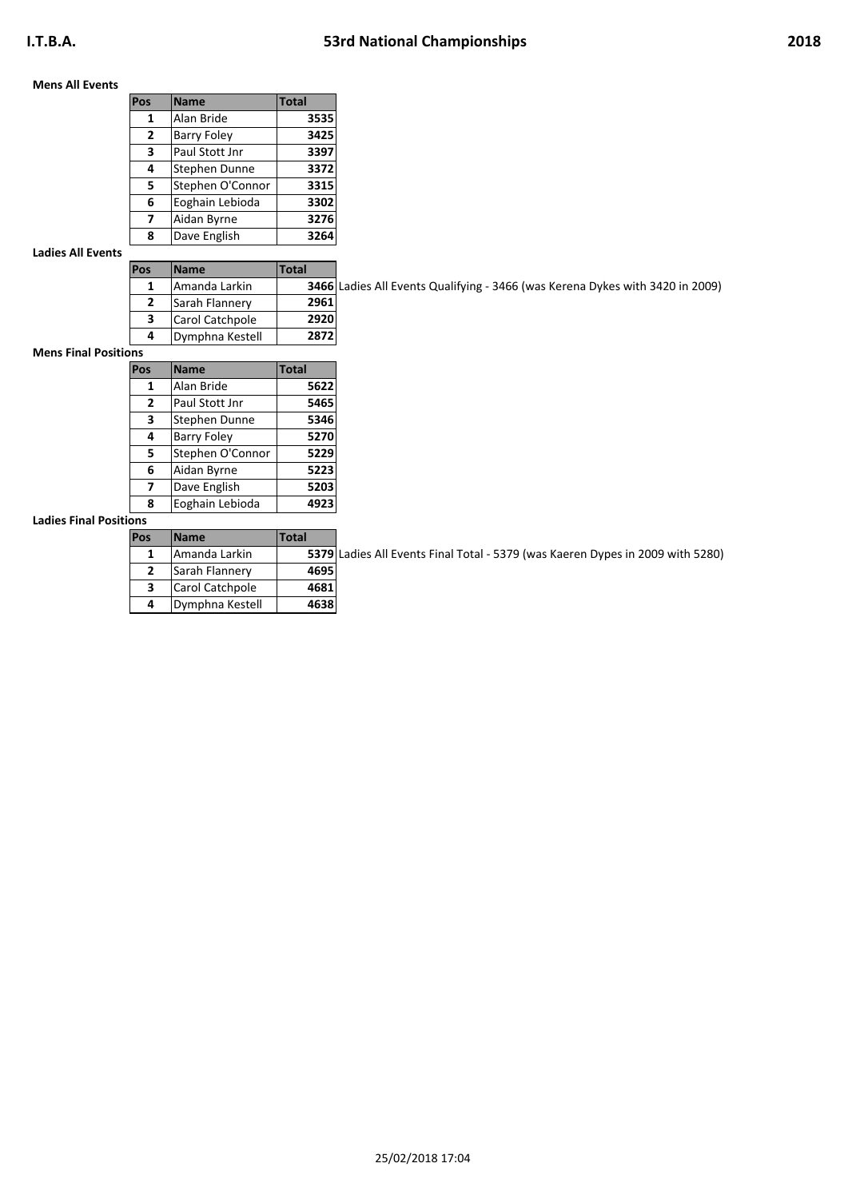**Mens All Events**

| Pos | Name | Total |
|---|---|---|
| 1 | Alan Bride | 3535 |
| 2 | Barry Foley | 3425 |
| 3 | Paul Stott Jnr | 3397 |
| 4 | Stephen Dunne | 3372 |
| 5 | Stephen O'Connor | 3315 |
| 6 | Eoghain Lebioda | 3302 |
| 7 | Aidan Byrne | 3276 |
| 8 | Dave English | 3264 |

**Ladies All Events**

| Pos | Name | Total |
|---|---|---|
| 1 | Amanda Larkin | 3466 |
| 2 | Sarah Flannery | 2961 |
| 3 | Carol Catchpole | 2920 |
| 4 | Dymphna Kestell | 2872 |

Ladies All Events Qualifying - 3466 (was Kerena Dykes with 3420 in 2009)

**Mens Final Positions**

| Pos | Name | Total |
|---|---|---|
| 1 | Alan Bride | 5622 |
| 2 | Paul Stott Jnr | 5465 |
| 3 | Stephen Dunne | 5346 |
| 4 | Barry Foley | 5270 |
| 5 | Stephen O'Connor | 5229 |
| 6 | Aidan Byrne | 5223 |
| 7 | Dave English | 5203 |
| 8 | Eoghain Lebioda | 4923 |

**Ladies Final Positions**

| Pos | Name | Total |
|---|---|---|
| 1 | Amanda Larkin | 5379 |
| 2 | Sarah Flannery | 4695 |
| 3 | Carol Catchpole | 4681 |
| 4 | Dymphna Kestell | 4638 |

Ladies All Events Final Total - 5379 (was Kaeren Dypes in 2009 with 5280)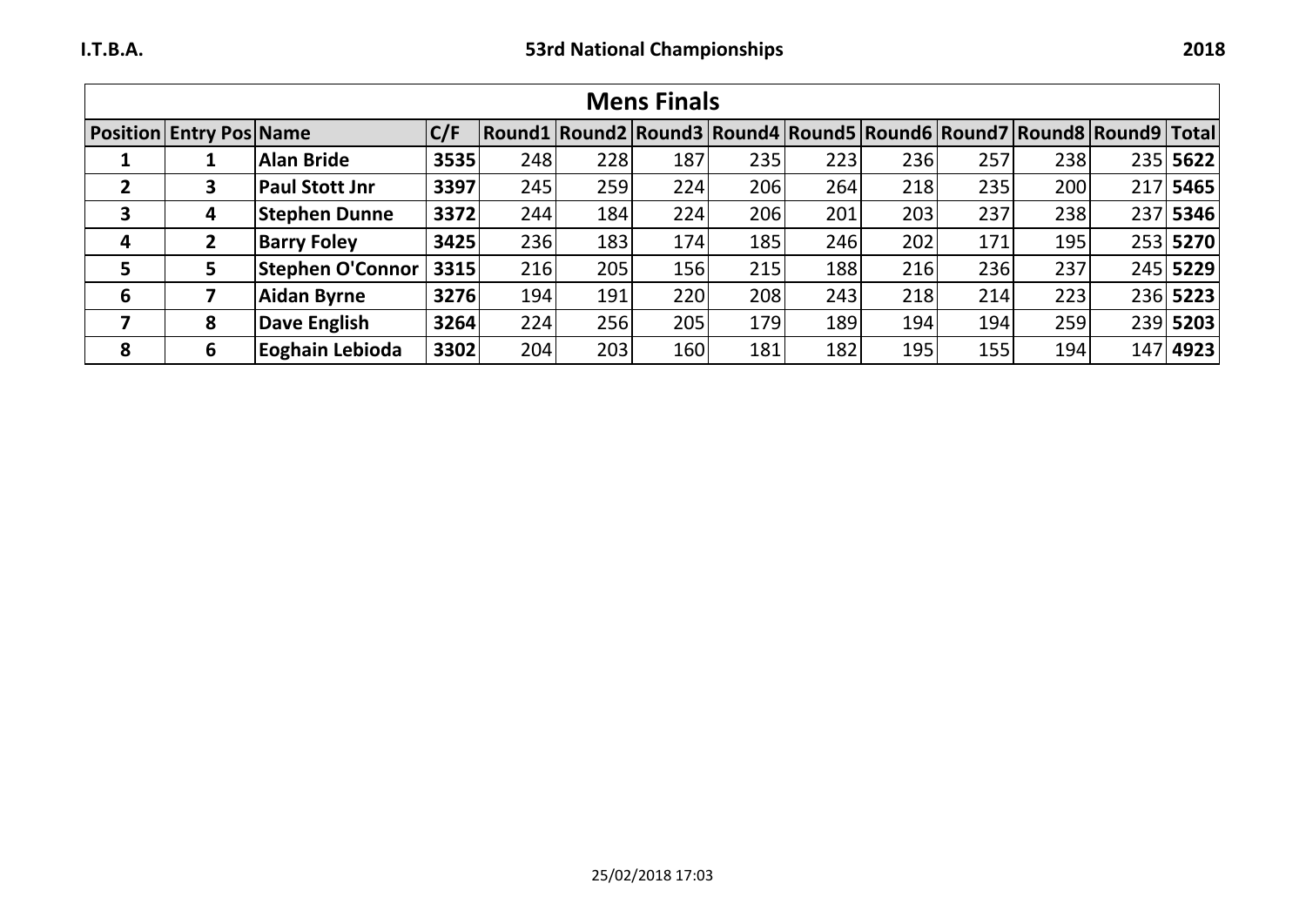# Mens Finals

| Position | Entry Pos | Name | C/F | Round1 | Round2 | Round3 | Round4 | Round5 | Round6 | Round7 | Round8 | Round9 | Total |
|---|---|---|---|---|---|---|---|---|---|---|---|---|---|
| **1** | **1** | **Alan Bride** | **3535** | 248 | 228 | 187 | 235 | 223 | 236 | 257 | 238 | 235 | **5622** |
| **2** | **3** | **Paul Stott Jnr** | **3397** | 245 | 259 | 224 | 206 | 264 | 218 | 235 | 200 | 217 | **5465** |
| **3** | **4** | **Stephen Dunne** | **3372** | 244 | 184 | 224 | 206 | 201 | 203 | 237 | 238 | 237 | **5346** |
| **4** | **2** | **Barry Foley** | **3425** | 236 | 183 | 174 | 185 | 246 | 202 | 171 | 195 | 253 | **5270** |
| **5** | **5** | **Stephen O'Connor** | **3315** | 216 | 205 | 156 | 215 | 188 | 216 | 236 | 237 | 245 | **5229** |
| **6** | **7** | **Aidan Byrne** | **3276** | 194 | 191 | 220 | 208 | 243 | 218 | 214 | 223 | 236 | **5223** |
| **7** | **8** | **Dave English** | **3264** | 224 | 256 | 205 | 179 | 189 | 194 | 194 | 259 | 239 | **5203** |
| **8** | **6** | **Eoghain Lebioda** | **3302** | 204 | 203 | 160 | 181 | 182 | 195 | 155 | 194 | 147 | **4923** |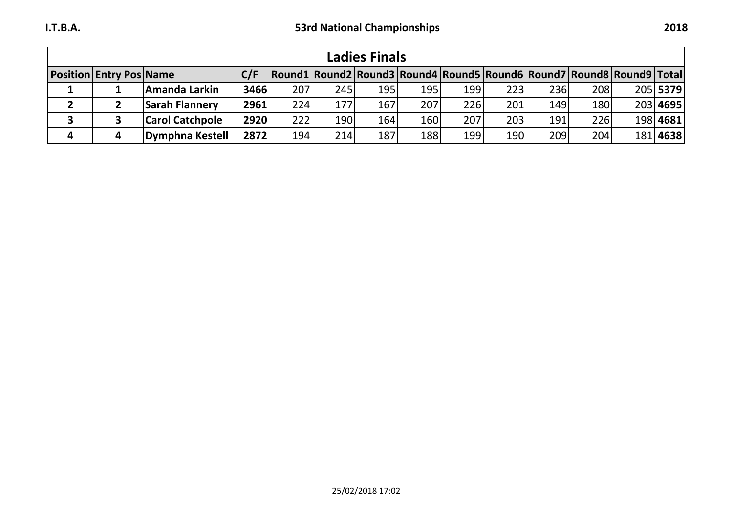## Ladies Finals

| Position | Entry Pos | Name | C/F | Round1 | Round2 | Round3 | Round4 | Round5 | Round6 | Round7 | Round8 | Round9 | Total |
|---|---|---|---|---|---|---|---|---|---|---|---|---|---|
| **1** | **1** | **Amanda Larkin** | **3466** | 207 | 245 | 195 | 195 | 199 | 223 | 236 | 208 | 205 | **5379** |
| **2** | **2** | **Sarah Flannery** | **2961** | 224 | 177 | 167 | 207 | 226 | 201 | 149 | 180 | 203 | **4695** |
| **3** | **3** | **Carol Catchpole** | **2920** | 222 | 190 | 164 | 160 | 207 | 203 | 191 | 226 | 198 | **4681** |
| **4** | **4** | **Dymphna Kestell** | **2872** | 194 | 214 | 187 | 188 | 199 | 190 | 209 | 204 | 181 | **4638** |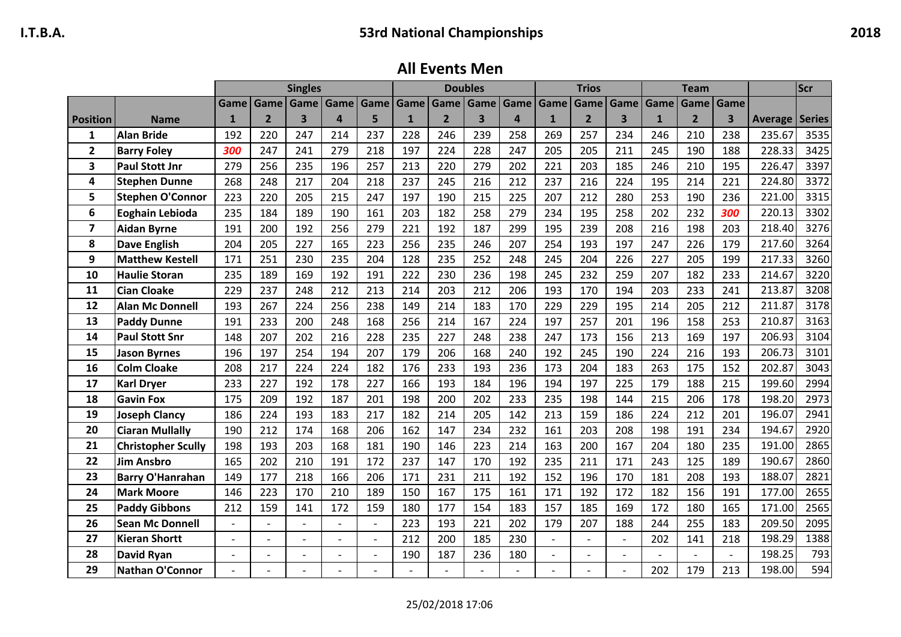I.T.B.A. — 53rd National Championships — 2018

## All Events Men

| | | Singles | | | | | Doubles | | | | Trios | | | Team | | | | Scr |
|---|---|---|---|---|---|---|---|---|---|---|---|---|---|---|---|---|---|---|
| **Position** | **Name** | Game 1 | Game 2 | Game 3 | Game 4 | Game 5 | Game 1 | Game 2 | Game 3 | Game 4 | Game 1 | Game 2 | Game 3 | Game 1 | Game 2 | Game 3 | **Average** | **Series** |
| 1 | **Alan Bride** | 192 | 220 | 247 | 214 | 237 | 228 | 246 | 239 | 258 | 269 | 257 | 234 | 246 | 210 | 238 | 235.67 | 3535 |
| 2 | **Barry Foley** | ***300*** | 247 | 241 | 279 | 218 | 197 | 224 | 228 | 247 | 205 | 205 | 211 | 245 | 190 | 188 | 228.33 | 3425 |
| 3 | **Paul Stott Jnr** | 279 | 256 | 235 | 196 | 257 | 213 | 220 | 279 | 202 | 221 | 203 | 185 | 246 | 210 | 195 | 226.47 | 3397 |
| 4 | **Stephen Dunne** | 268 | 248 | 217 | 204 | 218 | 237 | 245 | 216 | 212 | 237 | 216 | 224 | 195 | 214 | 221 | 224.80 | 3372 |
| 5 | **Stephen O'Connor** | 223 | 220 | 205 | 215 | 247 | 197 | 190 | 215 | 225 | 207 | 212 | 280 | 253 | 190 | 236 | 221.00 | 3315 |
| 6 | **Eoghain Lebioda** | 235 | 184 | 189 | 190 | 161 | 203 | 182 | 258 | 279 | 234 | 195 | 258 | 202 | 232 | ***300*** | 220.13 | 3302 |
| 7 | **Aidan Byrne** | 191 | 200 | 192 | 256 | 279 | 221 | 192 | 187 | 299 | 195 | 239 | 208 | 216 | 198 | 203 | 218.40 | 3276 |
| 8 | **Dave English** | 204 | 205 | 227 | 165 | 223 | 256 | 235 | 246 | 207 | 254 | 193 | 197 | 247 | 226 | 179 | 217.60 | 3264 |
| 9 | **Matthew Kestell** | 171 | 251 | 230 | 235 | 204 | 128 | 235 | 252 | 248 | 245 | 204 | 226 | 227 | 205 | 199 | 217.33 | 3260 |
| 10 | **Haulie Storan** | 235 | 189 | 169 | 192 | 191 | 222 | 230 | 236 | 198 | 245 | 232 | 259 | 207 | 182 | 233 | 214.67 | 3220 |
| 11 | **Cian Cloake** | 229 | 237 | 248 | 212 | 213 | 214 | 203 | 212 | 206 | 193 | 170 | 194 | 203 | 233 | 241 | 213.87 | 3208 |
| 12 | **Alan Mc Donnell** | 193 | 267 | 224 | 256 | 238 | 149 | 214 | 183 | 170 | 229 | 229 | 195 | 214 | 205 | 212 | 211.87 | 3178 |
| 13 | **Paddy Dunne** | 191 | 233 | 200 | 248 | 168 | 256 | 214 | 167 | 224 | 197 | 257 | 201 | 196 | 158 | 253 | 210.87 | 3163 |
| 14 | **Paul Stott Snr** | 148 | 207 | 202 | 216 | 228 | 235 | 227 | 248 | 238 | 247 | 173 | 156 | 213 | 169 | 197 | 206.93 | 3104 |
| 15 | **Jason Byrnes** | 196 | 197 | 254 | 194 | 207 | 179 | 206 | 168 | 240 | 192 | 245 | 190 | 224 | 216 | 193 | 206.73 | 3101 |
| 16 | **Colm Cloake** | 208 | 217 | 224 | 224 | 182 | 176 | 233 | 193 | 236 | 173 | 204 | 183 | 263 | 175 | 152 | 202.87 | 3043 |
| 17 | **Karl Dryer** | 233 | 227 | 192 | 178 | 227 | 166 | 193 | 184 | 196 | 194 | 197 | 225 | 179 | 188 | 215 | 199.60 | 2994 |
| 18 | **Gavin Fox** | 175 | 209 | 192 | 187 | 201 | 198 | 200 | 202 | 233 | 235 | 198 | 144 | 215 | 206 | 178 | 198.20 | 2973 |
| 19 | **Joseph Clancy** | 186 | 224 | 193 | 183 | 217 | 182 | 214 | 205 | 142 | 213 | 159 | 186 | 224 | 212 | 201 | 196.07 | 2941 |
| 20 | **Ciaran Mullally** | 190 | 212 | 174 | 168 | 206 | 162 | 147 | 234 | 232 | 161 | 203 | 208 | 198 | 191 | 234 | 194.67 | 2920 |
| 21 | **Christopher Scully** | 198 | 193 | 203 | 168 | 181 | 190 | 146 | 223 | 214 | 163 | 200 | 167 | 204 | 180 | 235 | 191.00 | 2865 |
| 22 | **Jim Ansbro** | 165 | 202 | 210 | 191 | 172 | 237 | 147 | 170 | 192 | 235 | 211 | 171 | 243 | 125 | 189 | 190.67 | 2860 |
| 23 | **Barry O'Hanrahan** | 149 | 177 | 218 | 166 | 206 | 171 | 231 | 211 | 192 | 152 | 196 | 170 | 181 | 208 | 193 | 188.07 | 2821 |
| 24 | **Mark Moore** | 146 | 223 | 170 | 210 | 189 | 150 | 167 | 175 | 161 | 171 | 192 | 172 | 182 | 156 | 191 | 177.00 | 2655 |
| 25 | **Paddy Gibbons** | 212 | 159 | 141 | 172 | 159 | 180 | 177 | 154 | 183 | 157 | 185 | 169 | 172 | 180 | 165 | 171.00 | 2565 |
| 26 | **Sean Mc Donnell** | - | - | - | - | - | 223 | 193 | 221 | 202 | 179 | 207 | 188 | 244 | 255 | 183 | 209.50 | 2095 |
| 27 | **Kieran Shortt** | - | - | - | - | - | 212 | 200 | 185 | 230 | - | - | - | 202 | 141 | 218 | 198.29 | 1388 |
| 28 | **David Ryan** | - | - | - | - | - | 190 | 187 | 236 | 180 | - | - | - | - | - | - | 198.25 | 793 |
| 29 | **Nathan O'Connor** | - | - | - | - | - | - | - | - | - | - | - | - | 202 | 179 | 213 | 198.00 | 594 |

25/02/2018 17:06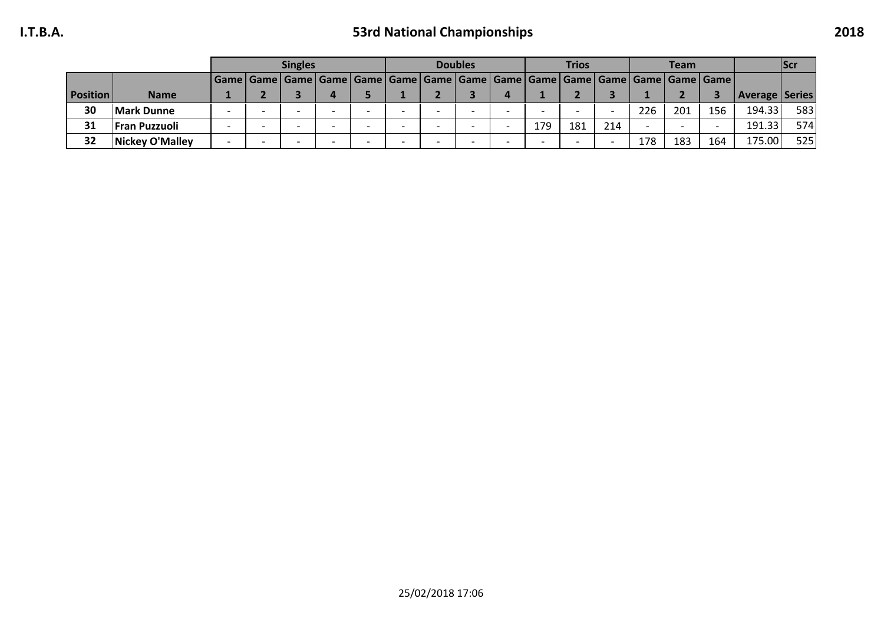# 53rd National Championships

| | | Singles | | | | | Doubles | | | | Trios | | | Team | | | | Scr |
|---|---|---|---|---|---|---|---|---|---|---|---|---|---|---|---|---|---|---|
| Position | Name | Game 1 | Game 2 | Game 3 | Game 4 | Game 5 | Game 1 | Game 2 | Game 3 | Game 4 | Game 1 | Game 2 | Game 3 | Game 1 | Game 2 | Game 3 | Average | Series |
| 30 | Mark Dunne | - | - | - | - | - | - | - | - | - | - | - | - | 226 | 201 | 156 | 194.33 | 583 |
| 31 | Fran Puzzuoli | - | - | - | - | - | - | - | - | - | 179 | 181 | 214 | - | - | - | 191.33 | 574 |
| 32 | Nickey O'Malley | - | - | - | - | - | - | - | - | - | - | - | - | 178 | 183 | 164 | 175.00 | 525 |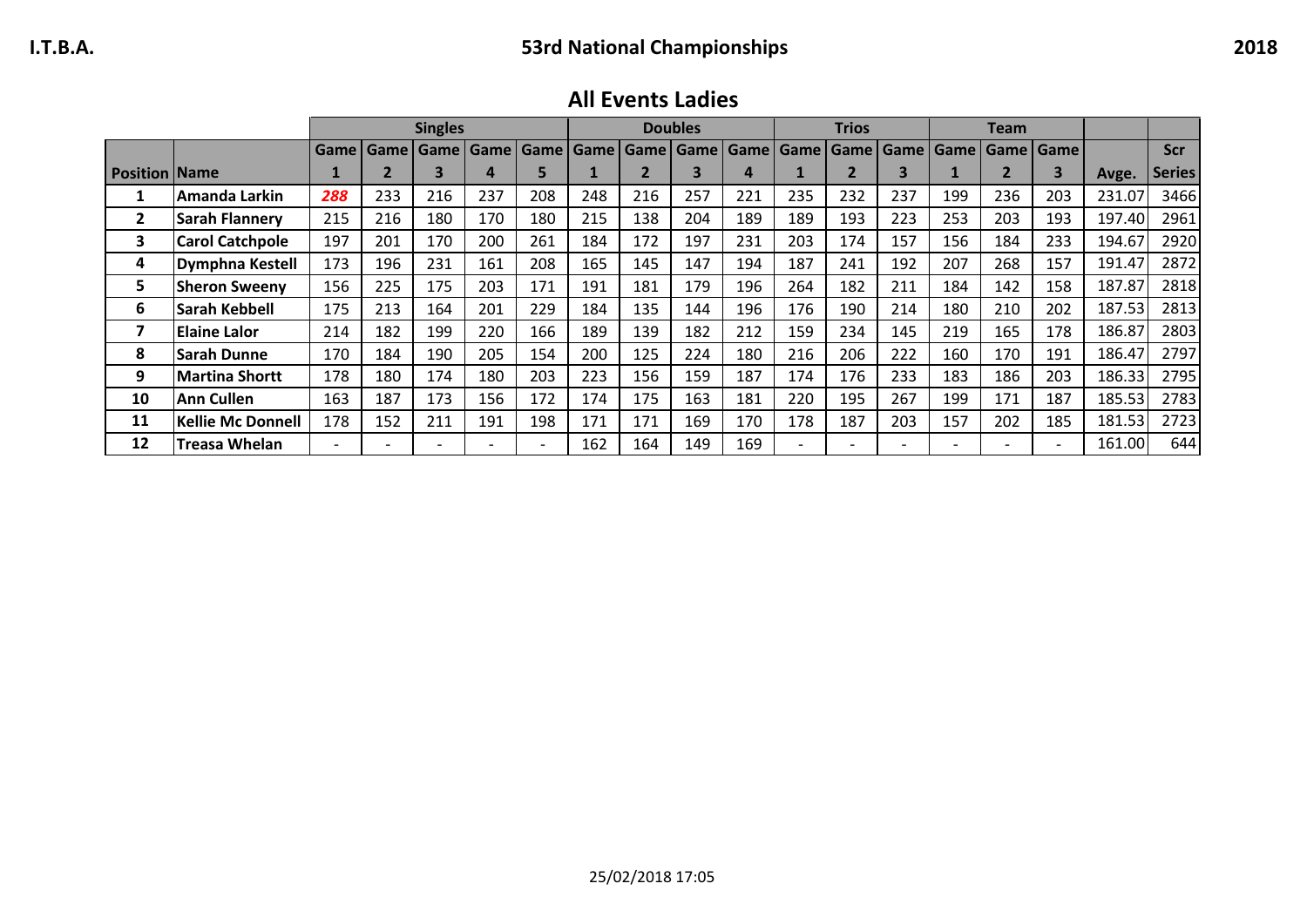I.T.B.A. — 53rd National Championships — 2018

## All Events Ladies

| | | Singles | | | | | Doubles | | | | Trios | | | Team | | | | |
|---|---|---|---|---|---|---|---|---|---|---|---|---|---|---|---|---|---|---|
| Position | Name | Game 1 | Game 2 | Game 3 | Game 4 | Game 5 | Game 1 | Game 2 | Game 3 | Game 4 | Game 1 | Game 2 | Game 3 | Game 1 | Game 2 | Game 3 | Avge. | Scr Series |
| 1 | Amanda Larkin | ***288*** | 233 | 216 | 237 | 208 | 248 | 216 | 257 | 221 | 235 | 232 | 237 | 199 | 236 | 203 | 231.07 | 3466 |
| 2 | Sarah Flannery | 215 | 216 | 180 | 170 | 180 | 215 | 138 | 204 | 189 | 189 | 193 | 223 | 253 | 203 | 193 | 197.40 | 2961 |
| 3 | Carol Catchpole | 197 | 201 | 170 | 200 | 261 | 184 | 172 | 197 | 231 | 203 | 174 | 157 | 156 | 184 | 233 | 194.67 | 2920 |
| 4 | Dymphna Kestell | 173 | 196 | 231 | 161 | 208 | 165 | 145 | 147 | 194 | 187 | 241 | 192 | 207 | 268 | 157 | 191.47 | 2872 |
| 5 | Sheron Sweeny | 156 | 225 | 175 | 203 | 171 | 191 | 181 | 179 | 196 | 264 | 182 | 211 | 184 | 142 | 158 | 187.87 | 2818 |
| 6 | Sarah Kebbell | 175 | 213 | 164 | 201 | 229 | 184 | 135 | 144 | 196 | 176 | 190 | 214 | 180 | 210 | 202 | 187.53 | 2813 |
| 7 | Elaine Lalor | 214 | 182 | 199 | 220 | 166 | 189 | 139 | 182 | 212 | 159 | 234 | 145 | 219 | 165 | 178 | 186.87 | 2803 |
| 8 | Sarah Dunne | 170 | 184 | 190 | 205 | 154 | 200 | 125 | 224 | 180 | 216 | 206 | 222 | 160 | 170 | 191 | 186.47 | 2797 |
| 9 | Martina Shortt | 178 | 180 | 174 | 180 | 203 | 223 | 156 | 159 | 187 | 174 | 176 | 233 | 183 | 186 | 203 | 186.33 | 2795 |
| 10 | Ann Cullen | 163 | 187 | 173 | 156 | 172 | 174 | 175 | 163 | 181 | 220 | 195 | 267 | 199 | 171 | 187 | 185.53 | 2783 |
| 11 | Kellie Mc Donnell | 178 | 152 | 211 | 191 | 198 | 171 | 171 | 169 | 170 | 178 | 187 | 203 | 157 | 202 | 185 | 181.53 | 2723 |
| 12 | Treasa Whelan | - | - | - | - | - | 162 | 164 | 149 | 169 | - | - | - | - | - | - | 161.00 | 644 |

25/02/2018 17:05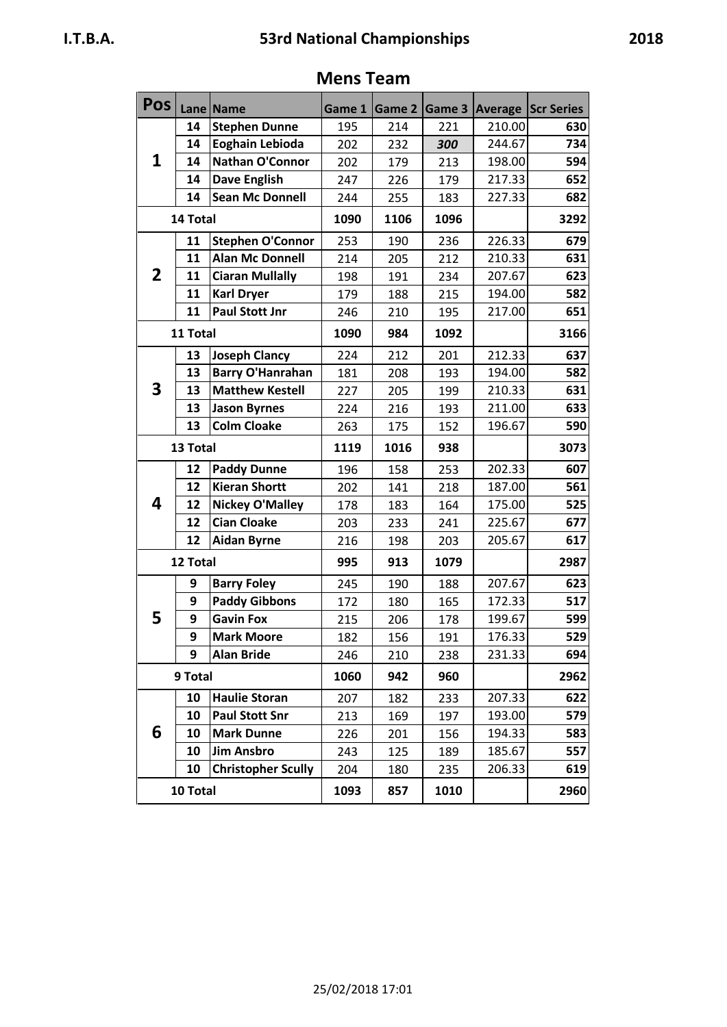I.T.B.A. **53rd National Championships** 2018

## Mens Team

| Pos | Lane | Name | Game 1 | Game 2 | Game 3 | Average | Scr Series |
|---|---|---|---|---|---|---|---|
| 1 | 14 | **Stephen Dunne** | 195 | 214 | 221 | 210.00 | **630** |
| | 14 | **Eoghain Lebioda** | 202 | 232 | ***300*** | 244.67 | **734** |
| | 14 | **Nathan O'Connor** | 202 | 179 | 213 | 198.00 | **594** |
| | 14 | **Dave English** | 247 | 226 | 179 | 217.33 | **652** |
| | 14 | **Sean Mc Donnell** | 244 | 255 | 183 | 227.33 | **682** |
| **14 Total** | | | **1090** | **1106** | **1096** | | **3292** |
| 2 | 11 | **Stephen O'Connor** | 253 | 190 | 236 | 226.33 | **679** |
| | 11 | **Alan Mc Donnell** | 214 | 205 | 212 | 210.33 | **631** |
| | 11 | **Ciaran Mullally** | 198 | 191 | 234 | 207.67 | **623** |
| | 11 | **Karl Dryer** | 179 | 188 | 215 | 194.00 | **582** |
| | 11 | **Paul Stott Jnr** | 246 | 210 | 195 | 217.00 | **651** |
| **11 Total** | | | **1090** | **984** | **1092** | | **3166** |
| 3 | 13 | **Joseph Clancy** | 224 | 212 | 201 | 212.33 | **637** |
| | 13 | **Barry O'Hanrahan** | 181 | 208 | 193 | 194.00 | **582** |
| | 13 | **Matthew Kestell** | 227 | 205 | 199 | 210.33 | **631** |
| | 13 | **Jason Byrnes** | 224 | 216 | 193 | 211.00 | **633** |
| | 13 | **Colm Cloake** | 263 | 175 | 152 | 196.67 | **590** |
| **13 Total** | | | **1119** | **1016** | **938** | | **3073** |
| 4 | 12 | **Paddy Dunne** | 196 | 158 | 253 | 202.33 | **607** |
| | 12 | **Kieran Shortt** | 202 | 141 | 218 | 187.00 | **561** |
| | 12 | **Nickey O'Malley** | 178 | 183 | 164 | 175.00 | **525** |
| | 12 | **Cian Cloake** | 203 | 233 | 241 | 225.67 | **677** |
| | 12 | **Aidan Byrne** | 216 | 198 | 203 | 205.67 | **617** |
| **12 Total** | | | **995** | **913** | **1079** | | **2987** |
| 5 | 9 | **Barry Foley** | 245 | 190 | 188 | 207.67 | **623** |
| | 9 | **Paddy Gibbons** | 172 | 180 | 165 | 172.33 | **517** |
| | 9 | **Gavin Fox** | 215 | 206 | 178 | 199.67 | **599** |
| | 9 | **Mark Moore** | 182 | 156 | 191 | 176.33 | **529** |
| | 9 | **Alan Bride** | 246 | 210 | 238 | 231.33 | **694** |
| **9 Total** | | | **1060** | **942** | **960** | | **2962** |
| 6 | 10 | **Haulie Storan** | 207 | 182 | 233 | 207.33 | **622** |
| | 10 | **Paul Stott Snr** | 213 | 169 | 197 | 193.00 | **579** |
| | 10 | **Mark Dunne** | 226 | 201 | 156 | 194.33 | **583** |
| | 10 | **Jim Ansbro** | 243 | 125 | 189 | 185.67 | **557** |
| | 10 | **Christopher Scully** | 204 | 180 | 235 | 206.33 | **619** |
| **10 Total** | | | **1093** | **857** | **1010** | | **2960** |

25/02/2018 17:01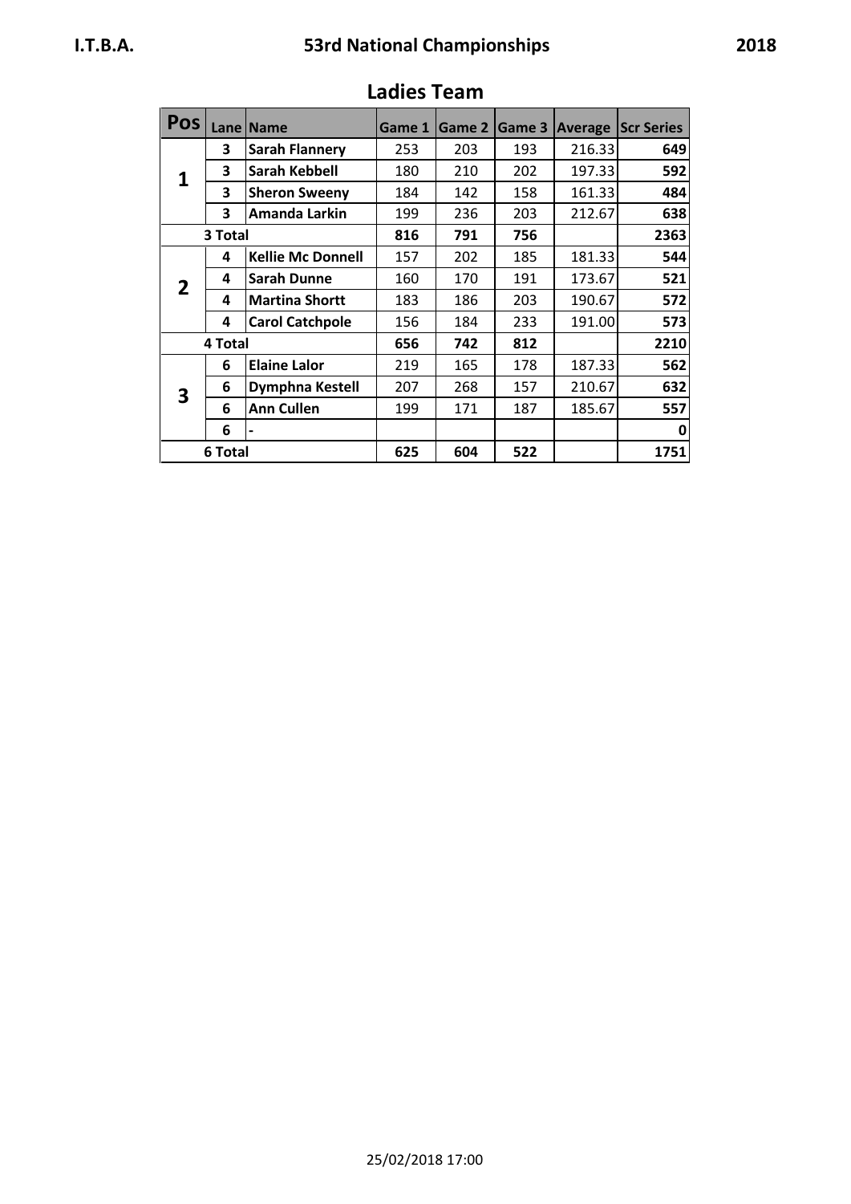## Ladies Team

| Pos | Lane | Name | Game 1 | Game 2 | Game 3 | Average | Scr Series |
|---|---|---|---|---|---|---|---|
| 1 | 3 | Sarah Flannery | 253 | 203 | 193 | 216.33 | **649** |
| | 3 | Sarah Kebbell | 180 | 210 | 202 | 197.33 | **592** |
| | 3 | Sheron Sweeny | 184 | 142 | 158 | 161.33 | **484** |
| | 3 | Amanda Larkin | 199 | 236 | 203 | 212.67 | **638** |
| **3 Total** | | | **816** | **791** | **756** | | **2363** |
| 2 | 4 | Kellie Mc Donnell | 157 | 202 | 185 | 181.33 | **544** |
| | 4 | Sarah Dunne | 160 | 170 | 191 | 173.67 | **521** |
| | 4 | Martina Shortt | 183 | 186 | 203 | 190.67 | **572** |
| | 4 | Carol Catchpole | 156 | 184 | 233 | 191.00 | **573** |
| **4 Total** | | | **656** | **742** | **812** | | **2210** |
| 3 | 6 | Elaine Lalor | 219 | 165 | 178 | 187.33 | **562** |
| | 6 | Dymphna Kestell | 207 | 268 | 157 | 210.67 | **632** |
| | 6 | Ann Cullen | 199 | 171 | 187 | 185.67 | **557** |
| | 6 | - | | | | | **0** |
| **6 Total** | | | **625** | **604** | **522** | | **1751** |

25/02/2018 17:00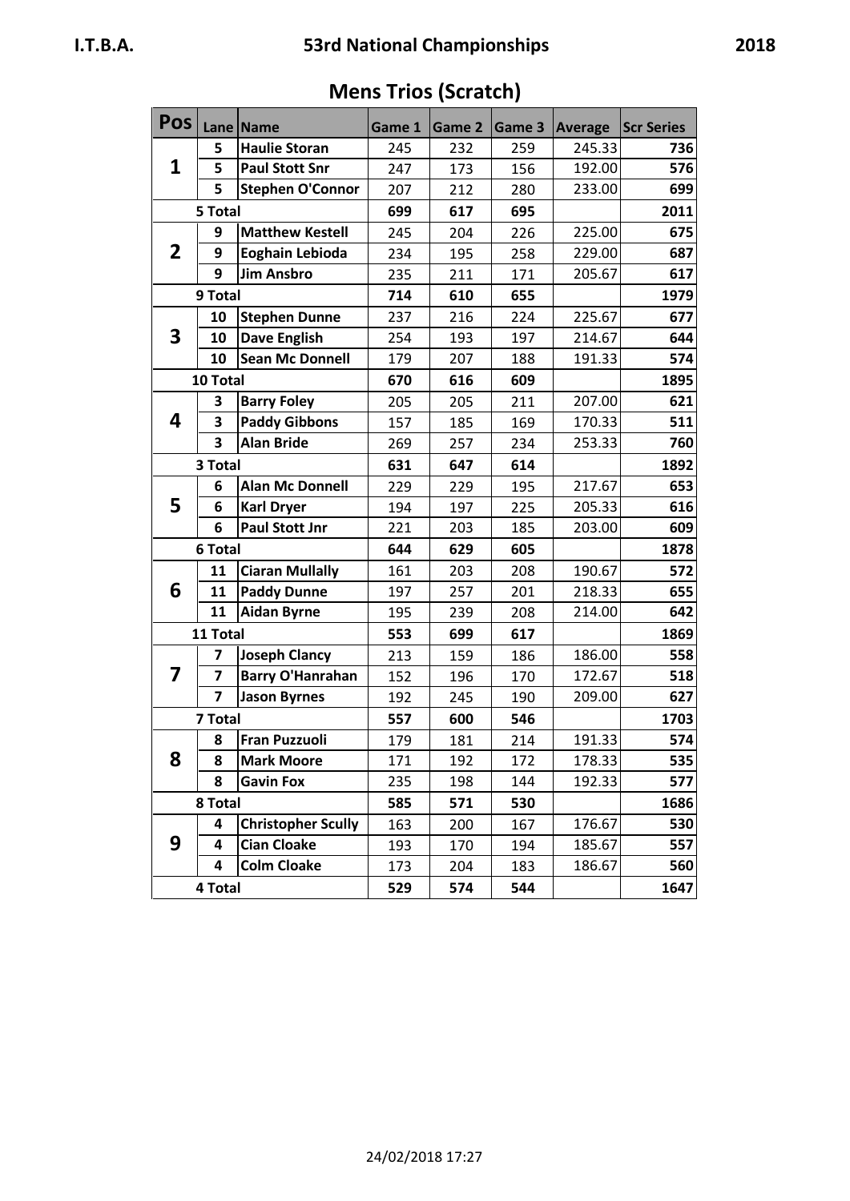# I.T.B.A. 53rd National Championships 2018

## Mens Trios (Scratch)

| Pos | Lane | Name | Game 1 | Game 2 | Game 3 | Average | Scr Series |
|---|---|---|---|---|---|---|---|
| 1 | 5 | Haulie Storan | 245 | 232 | 259 | 245.33 | 736 |
| | 5 | Paul Stott Snr | 247 | 173 | 156 | 192.00 | 576 |
| | 5 | Stephen O'Connor | 207 | 212 | 280 | 233.00 | 699 |
| | 5 Total | | 699 | 617 | 695 | | 2011 |
| 2 | 9 | Matthew Kestell | 245 | 204 | 226 | 225.00 | 675 |
| | 9 | Eoghain Lebioda | 234 | 195 | 258 | 229.00 | 687 |
| | 9 | Jim Ansbro | 235 | 211 | 171 | 205.67 | 617 |
| | 9 Total | | 714 | 610 | 655 | | 1979 |
| 3 | 10 | Stephen Dunne | 237 | 216 | 224 | 225.67 | 677 |
| | 10 | Dave English | 254 | 193 | 197 | 214.67 | 644 |
| | 10 | Sean Mc Donnell | 179 | 207 | 188 | 191.33 | 574 |
| | 10 Total | | 670 | 616 | 609 | | 1895 |
| 4 | 3 | Barry Foley | 205 | 205 | 211 | 207.00 | 621 |
| | 3 | Paddy Gibbons | 157 | 185 | 169 | 170.33 | 511 |
| | 3 | Alan Bride | 269 | 257 | 234 | 253.33 | 760 |
| | 3 Total | | 631 | 647 | 614 | | 1892 |
| 5 | 6 | Alan Mc Donnell | 229 | 229 | 195 | 217.67 | 653 |
| | 6 | Karl Dryer | 194 | 197 | 225 | 205.33 | 616 |
| | 6 | Paul Stott Jnr | 221 | 203 | 185 | 203.00 | 609 |
| | 6 Total | | 644 | 629 | 605 | | 1878 |
| 6 | 11 | Ciaran Mullally | 161 | 203 | 208 | 190.67 | 572 |
| | 11 | Paddy Dunne | 197 | 257 | 201 | 218.33 | 655 |
| | 11 | Aidan Byrne | 195 | 239 | 208 | 214.00 | 642 |
| | 11 Total | | 553 | 699 | 617 | | 1869 |
| 7 | 7 | Joseph Clancy | 213 | 159 | 186 | 186.00 | 558 |
| | 7 | Barry O'Hanrahan | 152 | 196 | 170 | 172.67 | 518 |
| | 7 | Jason Byrnes | 192 | 245 | 190 | 209.00 | 627 |
| | 7 Total | | 557 | 600 | 546 | | 1703 |
| 8 | 8 | Fran Puzzuoli | 179 | 181 | 214 | 191.33 | 574 |
| | 8 | Mark Moore | 171 | 192 | 172 | 178.33 | 535 |
| | 8 | Gavin Fox | 235 | 198 | 144 | 192.33 | 577 |
| | 8 Total | | 585 | 571 | 530 | | 1686 |
| 9 | 4 | Christopher Scully | 163 | 200 | 167 | 176.67 | 530 |
| | 4 | Cian Cloake | 193 | 170 | 194 | 185.67 | 557 |
| | 4 | Colm Cloake | 173 | 204 | 183 | 186.67 | 560 |
| | 4 Total | | 529 | 574 | 544 | | 1647 |

24/02/2018 17:27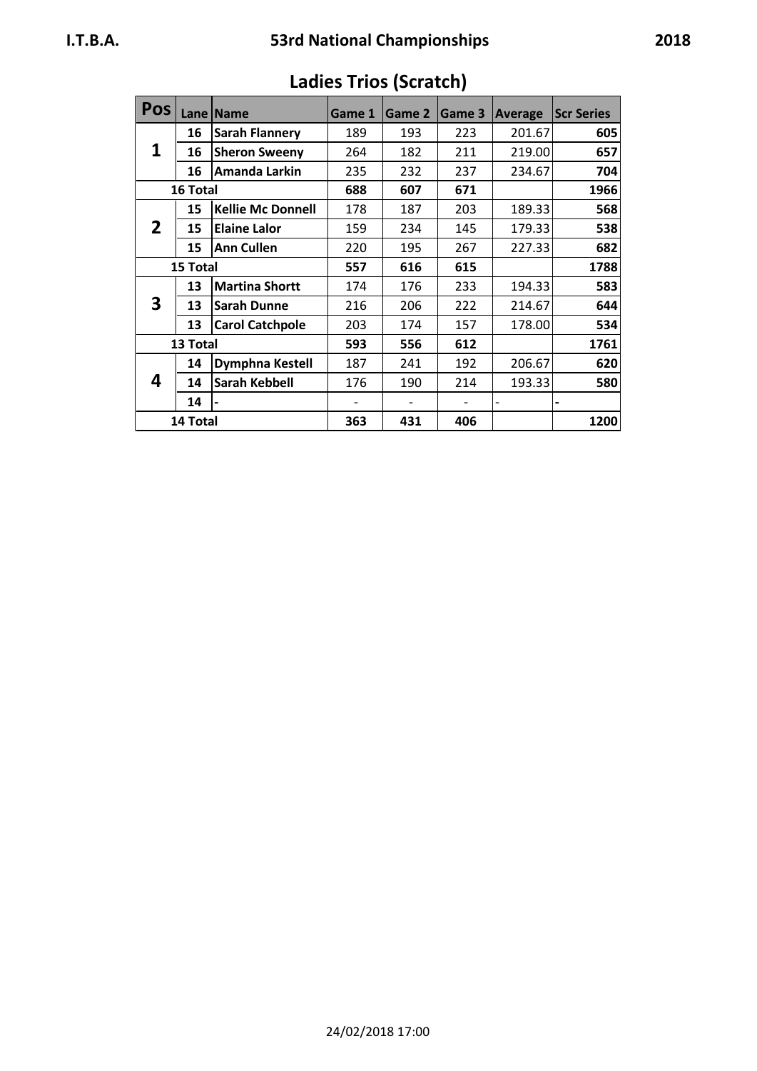# I.T.B.A. 53rd National Championships 2018

## Ladies Trios (Scratch)

| Pos | Lane | Name | Game 1 | Game 2 | Game 3 | Average | Scr Series |
|---|---|---|---|---|---|---|---|
| 1 | 16 | Sarah Flannery | 189 | 193 | 223 | 201.67 | 605 |
| | 16 | Sheron Sweeny | 264 | 182 | 211 | 219.00 | 657 |
| | 16 | Amanda Larkin | 235 | 232 | 237 | 234.67 | 704 |
| 16 Total | | | 688 | 607 | 671 | | 1966 |
| 2 | 15 | Kellie Mc Donnell | 178 | 187 | 203 | 189.33 | 568 |
| | 15 | Elaine Lalor | 159 | 234 | 145 | 179.33 | 538 |
| | 15 | Ann Cullen | 220 | 195 | 267 | 227.33 | 682 |
| 15 Total | | | 557 | 616 | 615 | | 1788 |
| 3 | 13 | Martina Shortt | 174 | 176 | 233 | 194.33 | 583 |
| | 13 | Sarah Dunne | 216 | 206 | 222 | 214.67 | 644 |
| | 13 | Carol Catchpole | 203 | 174 | 157 | 178.00 | 534 |
| 13 Total | | | 593 | 556 | 612 | | 1761 |
| 4 | 14 | Dymphna Kestell | 187 | 241 | 192 | 206.67 | 620 |
| | 14 | Sarah Kebbell | 176 | 190 | 214 | 193.33 | 580 |
| | 14 | - | - | - | - | - | - |
| 14 Total | | | 363 | 431 | 406 | | 1200 |

24/02/2018 17:00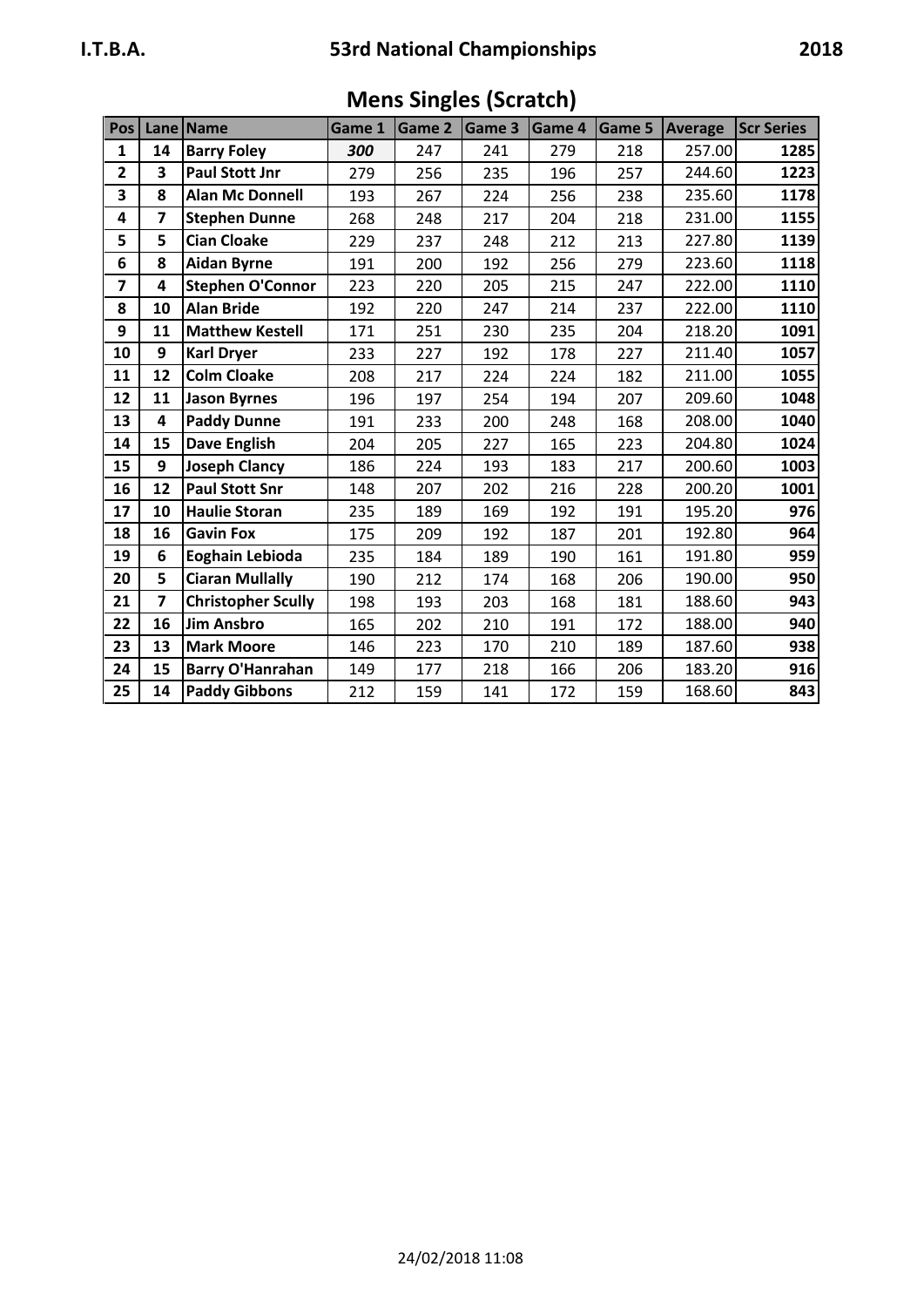I.T.B.A. **53rd National Championships** 2018

## Mens Singles (Scratch)

| Pos | Lane | Name | Game 1 | Game 2 | Game 3 | Game 4 | Game 5 | Average | Scr Series |
|---|---|---|---|---|---|---|---|---|---|
| **1** | **14** | **Barry Foley** | ***300*** | 247 | 241 | 279 | 218 | 257.00 | **1285** |
| **2** | **3** | **Paul Stott Jnr** | 279 | 256 | 235 | 196 | 257 | 244.60 | **1223** |
| **3** | **8** | **Alan Mc Donnell** | 193 | 267 | 224 | 256 | 238 | 235.60 | **1178** |
| **4** | **7** | **Stephen Dunne** | 268 | 248 | 217 | 204 | 218 | 231.00 | **1155** |
| **5** | **5** | **Cian Cloake** | 229 | 237 | 248 | 212 | 213 | 227.80 | **1139** |
| **6** | **8** | **Aidan Byrne** | 191 | 200 | 192 | 256 | 279 | 223.60 | **1118** |
| **7** | **4** | **Stephen O'Connor** | 223 | 220 | 205 | 215 | 247 | 222.00 | **1110** |
| **8** | **10** | **Alan Bride** | 192 | 220 | 247 | 214 | 237 | 222.00 | **1110** |
| **9** | **11** | **Matthew Kestell** | 171 | 251 | 230 | 235 | 204 | 218.20 | **1091** |
| **10** | **9** | **Karl Dryer** | 233 | 227 | 192 | 178 | 227 | 211.40 | **1057** |
| **11** | **12** | **Colm Cloake** | 208 | 217 | 224 | 224 | 182 | 211.00 | **1055** |
| **12** | **11** | **Jason Byrnes** | 196 | 197 | 254 | 194 | 207 | 209.60 | **1048** |
| **13** | **4** | **Paddy Dunne** | 191 | 233 | 200 | 248 | 168 | 208.00 | **1040** |
| **14** | **15** | **Dave English** | 204 | 205 | 227 | 165 | 223 | 204.80 | **1024** |
| **15** | **9** | **Joseph Clancy** | 186 | 224 | 193 | 183 | 217 | 200.60 | **1003** |
| **16** | **12** | **Paul Stott Snr** | 148 | 207 | 202 | 216 | 228 | 200.20 | **1001** |
| **17** | **10** | **Haulie Storan** | 235 | 189 | 169 | 192 | 191 | 195.20 | **976** |
| **18** | **16** | **Gavin Fox** | 175 | 209 | 192 | 187 | 201 | 192.80 | **964** |
| **19** | **6** | **Eoghain Lebioda** | 235 | 184 | 189 | 190 | 161 | 191.80 | **959** |
| **20** | **5** | **Ciaran Mullally** | 190 | 212 | 174 | 168 | 206 | 190.00 | **950** |
| **21** | **7** | **Christopher Scully** | 198 | 193 | 203 | 168 | 181 | 188.60 | **943** |
| **22** | **16** | **Jim Ansbro** | 165 | 202 | 210 | 191 | 172 | 188.00 | **940** |
| **23** | **13** | **Mark Moore** | 146 | 223 | 170 | 210 | 189 | 187.60 | **938** |
| **24** | **15** | **Barry O'Hanrahan** | 149 | 177 | 218 | 166 | 206 | 183.20 | **916** |
| **25** | **14** | **Paddy Gibbons** | 212 | 159 | 141 | 172 | 159 | 168.60 | **843** |

24/02/2018 11:08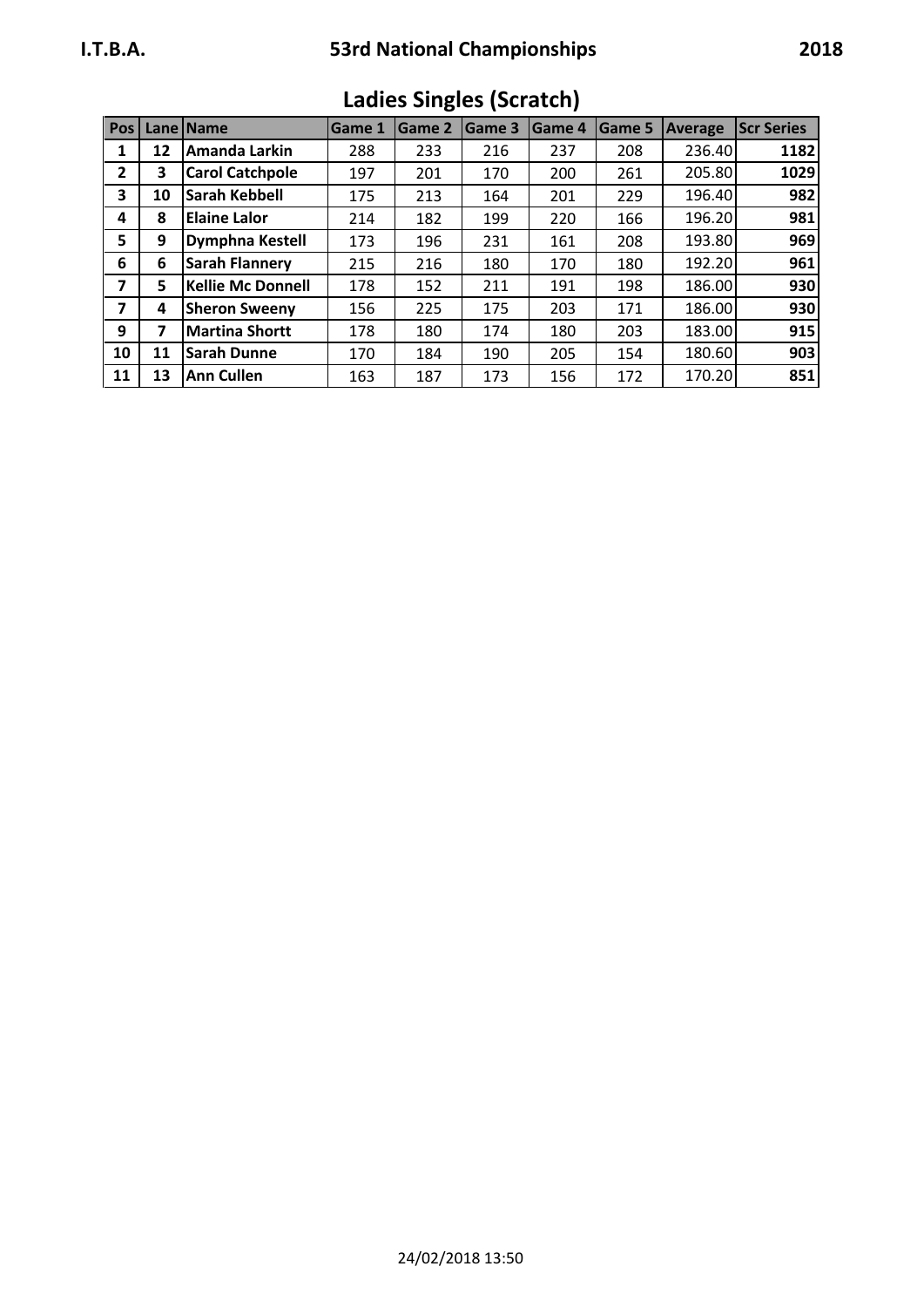# Ladies Singles (Scratch)

| Pos | Lane | Name | Game 1 | Game 2 | Game 3 | Game 4 | Game 5 | Average | Scr Series |
|---|---|---|---|---|---|---|---|---|---|
| **1** | **12** | **Amanda Larkin** | 288 | 233 | 216 | 237 | 208 | 236.40 | **1182** |
| **2** | **3** | **Carol Catchpole** | 197 | 201 | 170 | 200 | 261 | 205.80 | **1029** |
| **3** | **10** | **Sarah Kebbell** | 175 | 213 | 164 | 201 | 229 | 196.40 | **982** |
| **4** | **8** | **Elaine Lalor** | 214 | 182 | 199 | 220 | 166 | 196.20 | **981** |
| **5** | **9** | **Dymphna Kestell** | 173 | 196 | 231 | 161 | 208 | 193.80 | **969** |
| **6** | **6** | **Sarah Flannery** | 215 | 216 | 180 | 170 | 180 | 192.20 | **961** |
| **7** | **5** | **Kellie Mc Donnell** | 178 | 152 | 211 | 191 | 198 | 186.00 | **930** |
| **7** | **4** | **Sheron Sweeny** | 156 | 225 | 175 | 203 | 171 | 186.00 | **930** |
| **9** | **7** | **Martina Shortt** | 178 | 180 | 174 | 180 | 203 | 183.00 | **915** |
| **10** | **11** | **Sarah Dunne** | 170 | 184 | 190 | 205 | 154 | 180.60 | **903** |
| **11** | **13** | **Ann Cullen** | 163 | 187 | 173 | 156 | 172 | 170.20 | **851** |

24/02/2018 13:50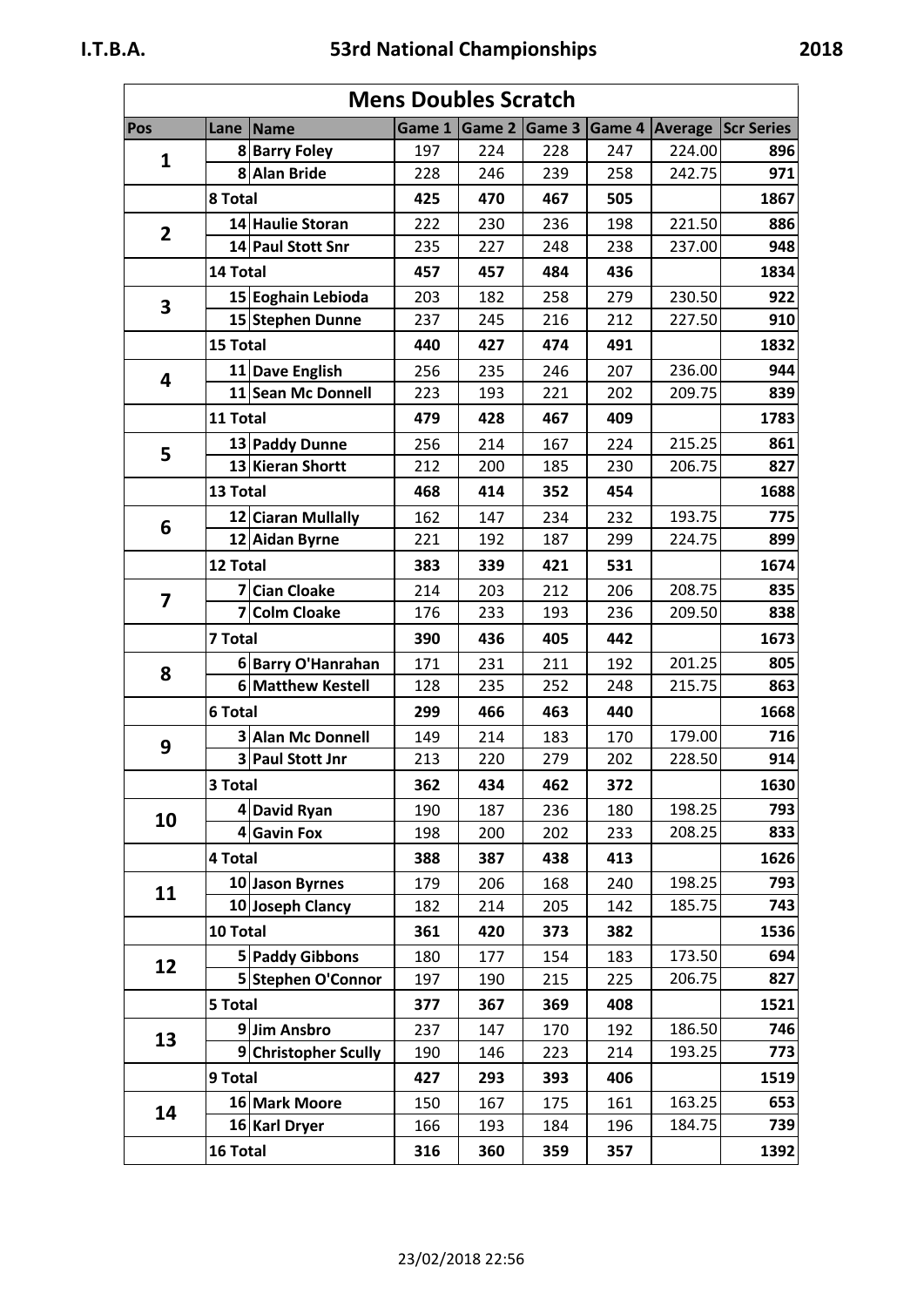# Mens Doubles Scratch

| Pos | Lane | Name | Game 1 | Game 2 | Game 3 | Game 4 | Average | Scr Series |
|---|---|---|---|---|---|---|---|---|
| 1 | 8 | Barry Foley | 197 | 224 | 228 | 247 | 224.00 | 896 |
| | 8 | Alan Bride | 228 | 246 | 239 | 258 | 242.75 | 971 |
| | **8 Total** | | **425** | **470** | **467** | **505** | | **1867** |
| 2 | 14 | Haulie Storan | 222 | 230 | 236 | 198 | 221.50 | 886 |
| | 14 | Paul Stott Snr | 235 | 227 | 248 | 238 | 237.00 | 948 |
| | **14 Total** | | **457** | **457** | **484** | **436** | | **1834** |
| 3 | 15 | Eoghain Lebioda | 203 | 182 | 258 | 279 | 230.50 | 922 |
| | 15 | Stephen Dunne | 237 | 245 | 216 | 212 | 227.50 | 910 |
| | **15 Total** | | **440** | **427** | **474** | **491** | | **1832** |
| 4 | 11 | Dave English | 256 | 235 | 246 | 207 | 236.00 | 944 |
| | 11 | Sean Mc Donnell | 223 | 193 | 221 | 202 | 209.75 | 839 |
| | **11 Total** | | **479** | **428** | **467** | **409** | | **1783** |
| 5 | 13 | Paddy Dunne | 256 | 214 | 167 | 224 | 215.25 | 861 |
| | 13 | Kieran Shortt | 212 | 200 | 185 | 230 | 206.75 | 827 |
| | **13 Total** | | **468** | **414** | **352** | **454** | | **1688** |
| 6 | 12 | Ciaran Mullally | 162 | 147 | 234 | 232 | 193.75 | 775 |
| | 12 | Aidan Byrne | 221 | 192 | 187 | 299 | 224.75 | 899 |
| | **12 Total** | | **383** | **339** | **421** | **531** | | **1674** |
| 7 | 7 | Cian Cloake | 214 | 203 | 212 | 206 | 208.75 | 835 |
| | 7 | Colm Cloake | 176 | 233 | 193 | 236 | 209.50 | 838 |
| | **7 Total** | | **390** | **436** | **405** | **442** | | **1673** |
| 8 | 6 | Barry O'Hanrahan | 171 | 231 | 211 | 192 | 201.25 | 805 |
| | 6 | Matthew Kestell | 128 | 235 | 252 | 248 | 215.75 | 863 |
| | **6 Total** | | **299** | **466** | **463** | **440** | | **1668** |
| 9 | 3 | Alan Mc Donnell | 149 | 214 | 183 | 170 | 179.00 | 716 |
| | 3 | Paul Stott Jnr | 213 | 220 | 279 | 202 | 228.50 | 914 |
| | **3 Total** | | **362** | **434** | **462** | **372** | | **1630** |
| 10 | 4 | David Ryan | 190 | 187 | 236 | 180 | 198.25 | 793 |
| | 4 | Gavin Fox | 198 | 200 | 202 | 233 | 208.25 | 833 |
| | **4 Total** | | **388** | **387** | **438** | **413** | | **1626** |
| 11 | 10 | Jason Byrnes | 179 | 206 | 168 | 240 | 198.25 | 793 |
| | 10 | Joseph Clancy | 182 | 214 | 205 | 142 | 185.75 | 743 |
| | **10 Total** | | **361** | **420** | **373** | **382** | | **1536** |
| 12 | 5 | Paddy Gibbons | 180 | 177 | 154 | 183 | 173.50 | 694 |
| | 5 | Stephen O'Connor | 197 | 190 | 215 | 225 | 206.75 | 827 |
| | **5 Total** | | **377** | **367** | **369** | **408** | | **1521** |
| 13 | 9 | Jim Ansbro | 237 | 147 | 170 | 192 | 186.50 | 746 |
| | 9 | Christopher Scully | 190 | 146 | 223 | 214 | 193.25 | 773 |
| | **9 Total** | | **427** | **293** | **393** | **406** | | **1519** |
| 14 | 16 | Mark Moore | 150 | 167 | 175 | 161 | 163.25 | 653 |
| | 16 | Karl Dryer | 166 | 193 | 184 | 196 | 184.75 | 739 |
| | **16 Total** | | **316** | **360** | **359** | **357** | | **1392** |

23/02/2018 22:56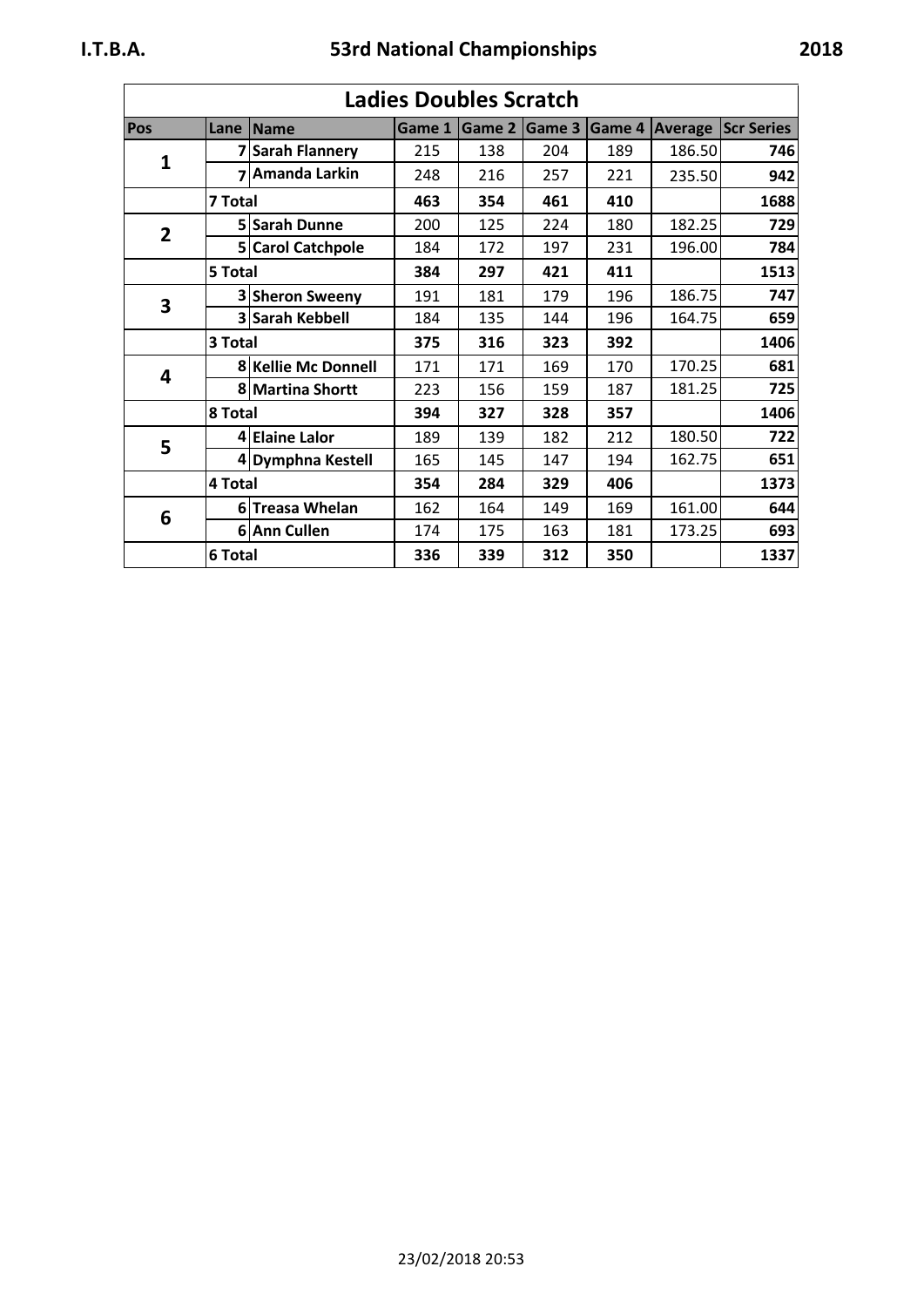## Ladies Doubles Scratch

| Pos | Lane | Name | Game 1 | Game 2 | Game 3 | Game 4 | Average | Scr Series |
|---|---|---|---|---|---|---|---|---|
| 1 | 7 | Sarah Flannery | 215 | 138 | 204 | 189 | 186.50 | **746** |
| | 7 | Amanda Larkin | 248 | 216 | 257 | 221 | 235.50 | **942** |
| | **7 Total** | | **463** | **354** | **461** | **410** | | **1688** |
| 2 | 5 | Sarah Dunne | 200 | 125 | 224 | 180 | 182.25 | **729** |
| | 5 | Carol Catchpole | 184 | 172 | 197 | 231 | 196.00 | **784** |
| | **5 Total** | | **384** | **297** | **421** | **411** | | **1513** |
| 3 | 3 | Sheron Sweeny | 191 | 181 | 179 | 196 | 186.75 | **747** |
| | 3 | Sarah Kebbell | 184 | 135 | 144 | 196 | 164.75 | **659** |
| | **3 Total** | | **375** | **316** | **323** | **392** | | **1406** |
| 4 | 8 | Kellie Mc Donnell | 171 | 171 | 169 | 170 | 170.25 | **681** |
| | 8 | Martina Shortt | 223 | 156 | 159 | 187 | 181.25 | **725** |
| | **8 Total** | | **394** | **327** | **328** | **357** | | **1406** |
| 5 | 4 | Elaine Lalor | 189 | 139 | 182 | 212 | 180.50 | **722** |
| | 4 | Dymphna Kestell | 165 | 145 | 147 | 194 | 162.75 | **651** |
| | **4 Total** | | **354** | **284** | **329** | **406** | | **1373** |
| 6 | 6 | Treasa Whelan | 162 | 164 | 149 | 169 | 161.00 | **644** |
| | 6 | Ann Cullen | 174 | 175 | 163 | 181 | 173.25 | **693** |
| | **6 Total** | | **336** | **339** | **312** | **350** | | **1337** |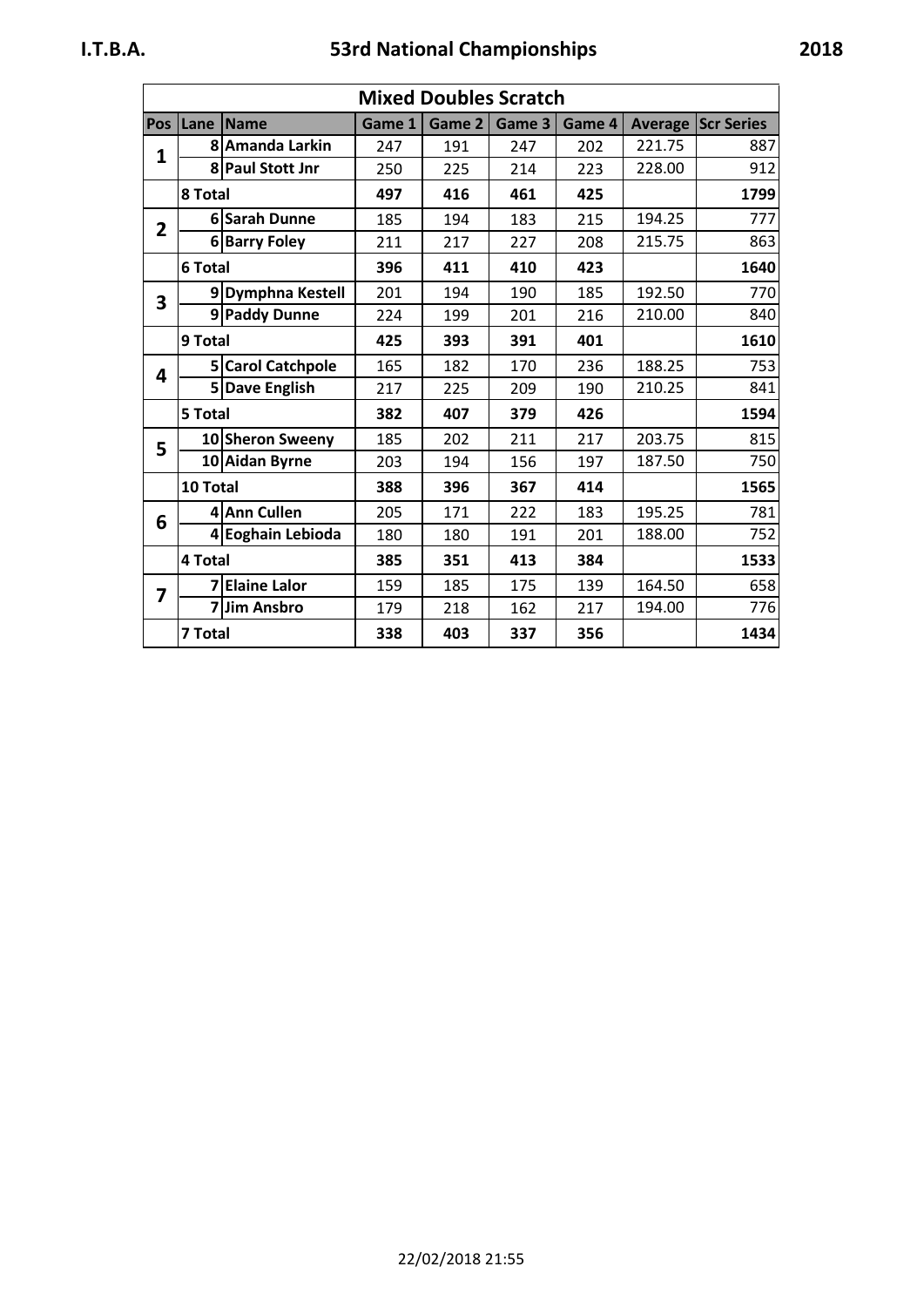I.T.B.A. **53rd National Championships** 2018

## Mixed Doubles Scratch

| Pos | Lane | Name | Game 1 | Game 2 | Game 3 | Game 4 | Average | Scr Series |
|---|---|---|---|---|---|---|---|---|
| 1 | 8 | Amanda Larkin | 247 | 191 | 247 | 202 | 221.75 | 887 |
| | 8 | Paul Stott Jnr | 250 | 225 | 214 | 223 | 228.00 | 912 |
| | **8 Total** | | **497** | **416** | **461** | **425** | | **1799** |
| 2 | 6 | Sarah Dunne | 185 | 194 | 183 | 215 | 194.25 | 777 |
| | 6 | Barry Foley | 211 | 217 | 227 | 208 | 215.75 | 863 |
| | **6 Total** | | **396** | **411** | **410** | **423** | | **1640** |
| 3 | 9 | Dymphna Kestell | 201 | 194 | 190 | 185 | 192.50 | 770 |
| | 9 | Paddy Dunne | 224 | 199 | 201 | 216 | 210.00 | 840 |
| | **9 Total** | | **425** | **393** | **391** | **401** | | **1610** |
| 4 | 5 | Carol Catchpole | 165 | 182 | 170 | 236 | 188.25 | 753 |
| | 5 | Dave English | 217 | 225 | 209 | 190 | 210.25 | 841 |
| | **5 Total** | | **382** | **407** | **379** | **426** | | **1594** |
| 5 | 10 | Sheron Sweeny | 185 | 202 | 211 | 217 | 203.75 | 815 |
| | 10 | Aidan Byrne | 203 | 194 | 156 | 197 | 187.50 | 750 |
| | **10 Total** | | **388** | **396** | **367** | **414** | | **1565** |
| 6 | 4 | Ann Cullen | 205 | 171 | 222 | 183 | 195.25 | 781 |
| | 4 | Eoghain Lebioda | 180 | 180 | 191 | 201 | 188.00 | 752 |
| | **4 Total** | | **385** | **351** | **413** | **384** | | **1533** |
| 7 | 7 | Elaine Lalor | 159 | 185 | 175 | 139 | 164.50 | 658 |
| | 7 | Jim Ansbro | 179 | 218 | 162 | 217 | 194.00 | 776 |
| | **7 Total** | | **338** | **403** | **337** | **356** | | **1434** |

22/02/2018 21:55